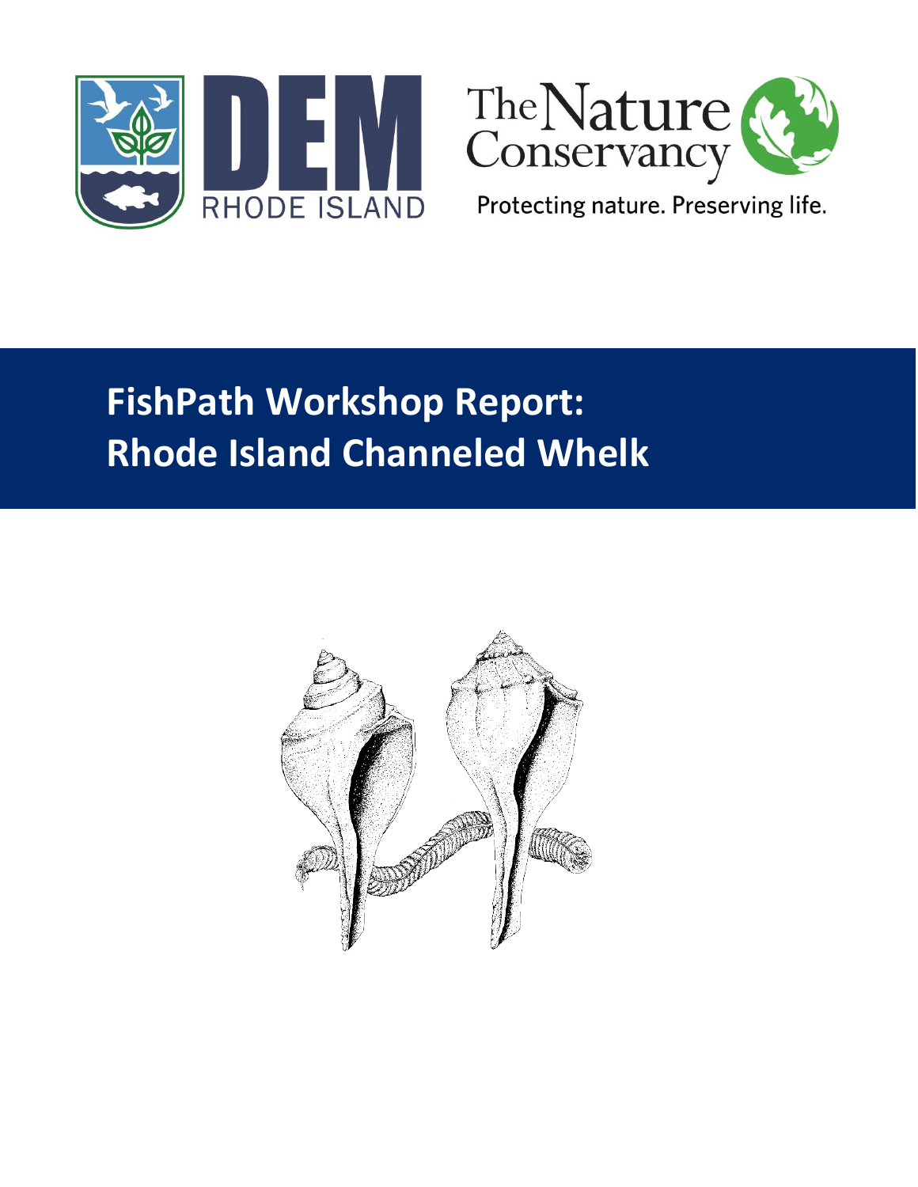DEM RHODE ISLAND

The Nature Conservancy

Protecting nature. Preserving life.

# FishPath Workshop Report: Rhode Island Channeled Whelk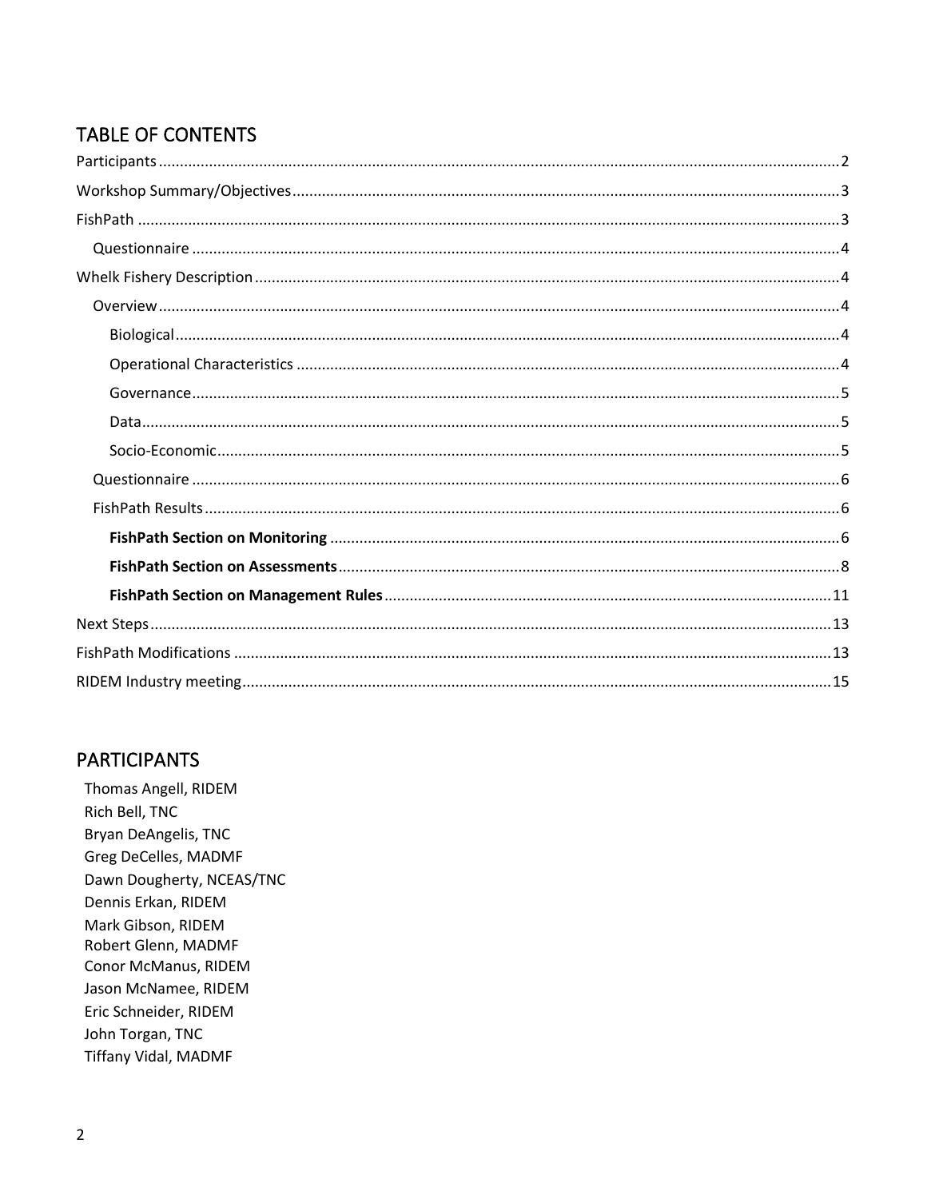## TABLE OF CONTENTS

Participants .......... 2

Workshop Summary/Objectives .......... 3

FishPath .......... 3

- Questionnaire .......... 4

Whelk Fishery Description .......... 4

- Overview .......... 4
  - Biological .......... 4
  - Operational Characteristics .......... 4
  - Governance .......... 5
  - Data .......... 5
  - Socio-Economic .......... 5
- Questionnaire .......... 6
- FishPath Results .......... 6
  - **FishPath Section on Monitoring** .......... 6
  - **FishPath Section on Assessments** .......... 8
  - **FishPath Section on Management Rules** .......... 11

Next Steps .......... 13

FishPath Modifications .......... 13

RIDEM Industry meeting .......... 15

## PARTICIPANTS

Thomas Angell, RIDEM  
Rich Bell, TNC  
Bryan DeAngelis, TNC  
Greg DeCelles, MADMF  
Dawn Dougherty, NCEAS/TNC  
Dennis Erkan, RIDEM  
Mark Gibson, RIDEM  
Robert Glenn, MADMF  
Conor McManus, RIDEM  
Jason McNamee, RIDEM  
Eric Schneider, RIDEM  
John Torgan, TNC  
Tiffany Vidal, MADMF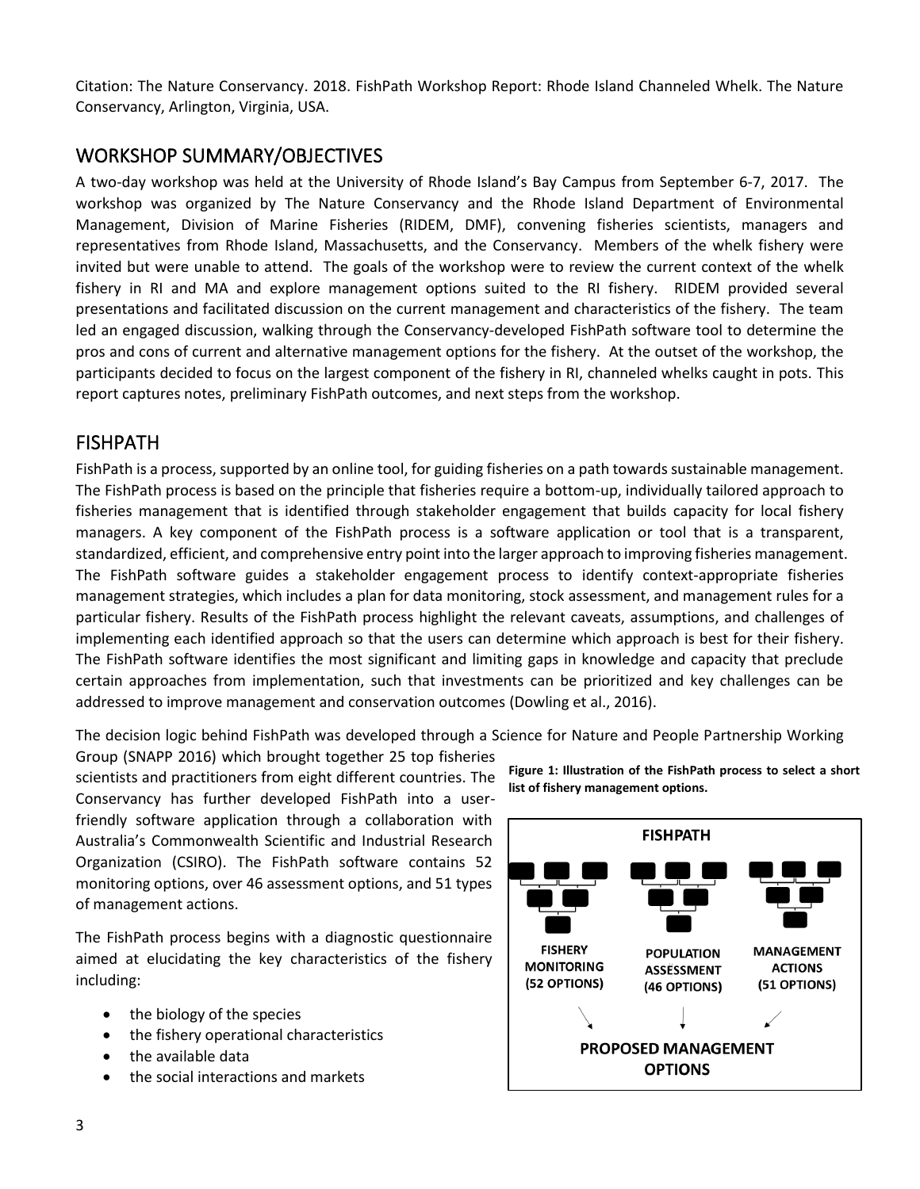Citation: The Nature Conservancy. 2018. FishPath Workshop Report: Rhode Island Channeled Whelk. The Nature Conservancy, Arlington, Virginia, USA.

## WORKSHOP SUMMARY/OBJECTIVES

A two-day workshop was held at the University of Rhode Island's Bay Campus from September 6-7, 2017. The workshop was organized by The Nature Conservancy and the Rhode Island Department of Environmental Management, Division of Marine Fisheries (RIDEM, DMF), convening fisheries scientists, managers and representatives from Rhode Island, Massachusetts, and the Conservancy. Members of the whelk fishery were invited but were unable to attend. The goals of the workshop were to review the current context of the whelk fishery in RI and MA and explore management options suited to the RI fishery. RIDEM provided several presentations and facilitated discussion on the current management and characteristics of the fishery. The team led an engaged discussion, walking through the Conservancy-developed FishPath software tool to determine the pros and cons of current and alternative management options for the fishery. At the outset of the workshop, the participants decided to focus on the largest component of the fishery in RI, channeled whelks caught in pots. This report captures notes, preliminary FishPath outcomes, and next steps from the workshop.

## FISHPATH

FishPath is a process, supported by an online tool, for guiding fisheries on a path towards sustainable management. The FishPath process is based on the principle that fisheries require a bottom-up, individually tailored approach to fisheries management that is identified through stakeholder engagement that builds capacity for local fishery managers. A key component of the FishPath process is a software application or tool that is a transparent, standardized, efficient, and comprehensive entry point into the larger approach to improving fisheries management. The FishPath software guides a stakeholder engagement process to identify context-appropriate fisheries management strategies, which includes a plan for data monitoring, stock assessment, and management rules for a particular fishery. Results of the FishPath process highlight the relevant caveats, assumptions, and challenges of implementing each identified approach so that the users can determine which approach is best for their fishery. The FishPath software identifies the most significant and limiting gaps in knowledge and capacity that preclude certain approaches from implementation, such that investments can be prioritized and key challenges can be addressed to improve management and conservation outcomes (Dowling et al., 2016).

The decision logic behind FishPath was developed through a Science for Nature and People Partnership Working Group (SNAPP 2016) which brought together 25 top fisheries scientists and practitioners from eight different countries. The Conservancy has further developed FishPath into a user-friendly software application through a collaboration with Australia's Commonwealth Scientific and Industrial Research Organization (CSIRO). The FishPath software contains 52 monitoring options, over 46 assessment options, and 51 types of management actions.

**Figure 1: Illustration of the FishPath process to select a short list of fishery management options.**

FISHPATH

FISHERY MONITORING (52 OPTIONS) | POPULATION ASSESSMENT (46 OPTIONS) | MANAGEMENT ACTIONS (51 OPTIONS)

PROPOSED MANAGEMENT OPTIONS

The FishPath process begins with a diagnostic questionnaire aimed at elucidating the key characteristics of the fishery including:

- the biology of the species
- the fishery operational characteristics
- the available data
- the social interactions and markets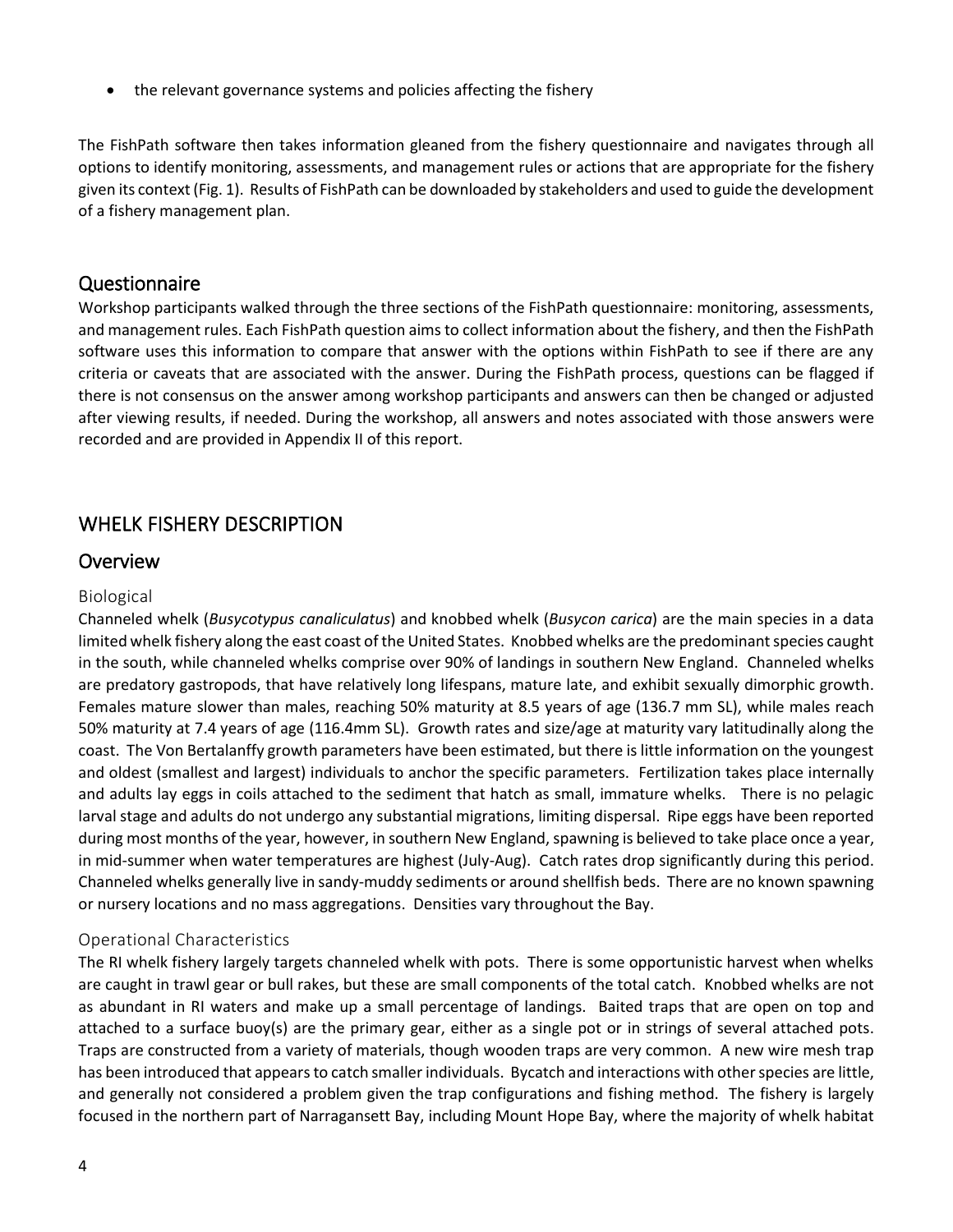- the relevant governance systems and policies affecting the fishery

The FishPath software then takes information gleaned from the fishery questionnaire and navigates through all options to identify monitoring, assessments, and management rules or actions that are appropriate for the fishery given its context (Fig. 1). Results of FishPath can be downloaded by stakeholders and used to guide the development of a fishery management plan.

## Questionnaire

Workshop participants walked through the three sections of the FishPath questionnaire: monitoring, assessments, and management rules. Each FishPath question aims to collect information about the fishery, and then the FishPath software uses this information to compare that answer with the options within FishPath to see if there are any criteria or caveats that are associated with the answer. During the FishPath process, questions can be flagged if there is not consensus on the answer among workshop participants and answers can then be changed or adjusted after viewing results, if needed. During the workshop, all answers and notes associated with those answers were recorded and are provided in Appendix II of this report.

# WHELK FISHERY DESCRIPTION

## Overview

### Biological

Channeled whelk (*Busycotypus canaliculatus*) and knobbed whelk (*Busycon carica*) are the main species in a data limited whelk fishery along the east coast of the United States. Knobbed whelks are the predominant species caught in the south, while channeled whelks comprise over 90% of landings in southern New England. Channeled whelks are predatory gastropods, that have relatively long lifespans, mature late, and exhibit sexually dimorphic growth. Females mature slower than males, reaching 50% maturity at 8.5 years of age (136.7 mm SL), while males reach 50% maturity at 7.4 years of age (116.4mm SL). Growth rates and size/age at maturity vary latitudinally along the coast. The Von Bertalanffy growth parameters have been estimated, but there is little information on the youngest and oldest (smallest and largest) individuals to anchor the specific parameters. Fertilization takes place internally and adults lay eggs in coils attached to the sediment that hatch as small, immature whelks. There is no pelagic larval stage and adults do not undergo any substantial migrations, limiting dispersal. Ripe eggs have been reported during most months of the year, however, in southern New England, spawning is believed to take place once a year, in mid-summer when water temperatures are highest (July-Aug). Catch rates drop significantly during this period. Channeled whelks generally live in sandy-muddy sediments or around shellfish beds. There are no known spawning or nursery locations and no mass aggregations. Densities vary throughout the Bay.

### Operational Characteristics

The RI whelk fishery largely targets channeled whelk with pots. There is some opportunistic harvest when whelks are caught in trawl gear or bull rakes, but these are small components of the total catch. Knobbed whelks are not as abundant in RI waters and make up a small percentage of landings. Baited traps that are open on top and attached to a surface buoy(s) are the primary gear, either as a single pot or in strings of several attached pots. Traps are constructed from a variety of materials, though wooden traps are very common. A new wire mesh trap has been introduced that appears to catch smaller individuals. Bycatch and interactions with other species are little, and generally not considered a problem given the trap configurations and fishing method. The fishery is largely focused in the northern part of Narragansett Bay, including Mount Hope Bay, where the majority of whelk habitat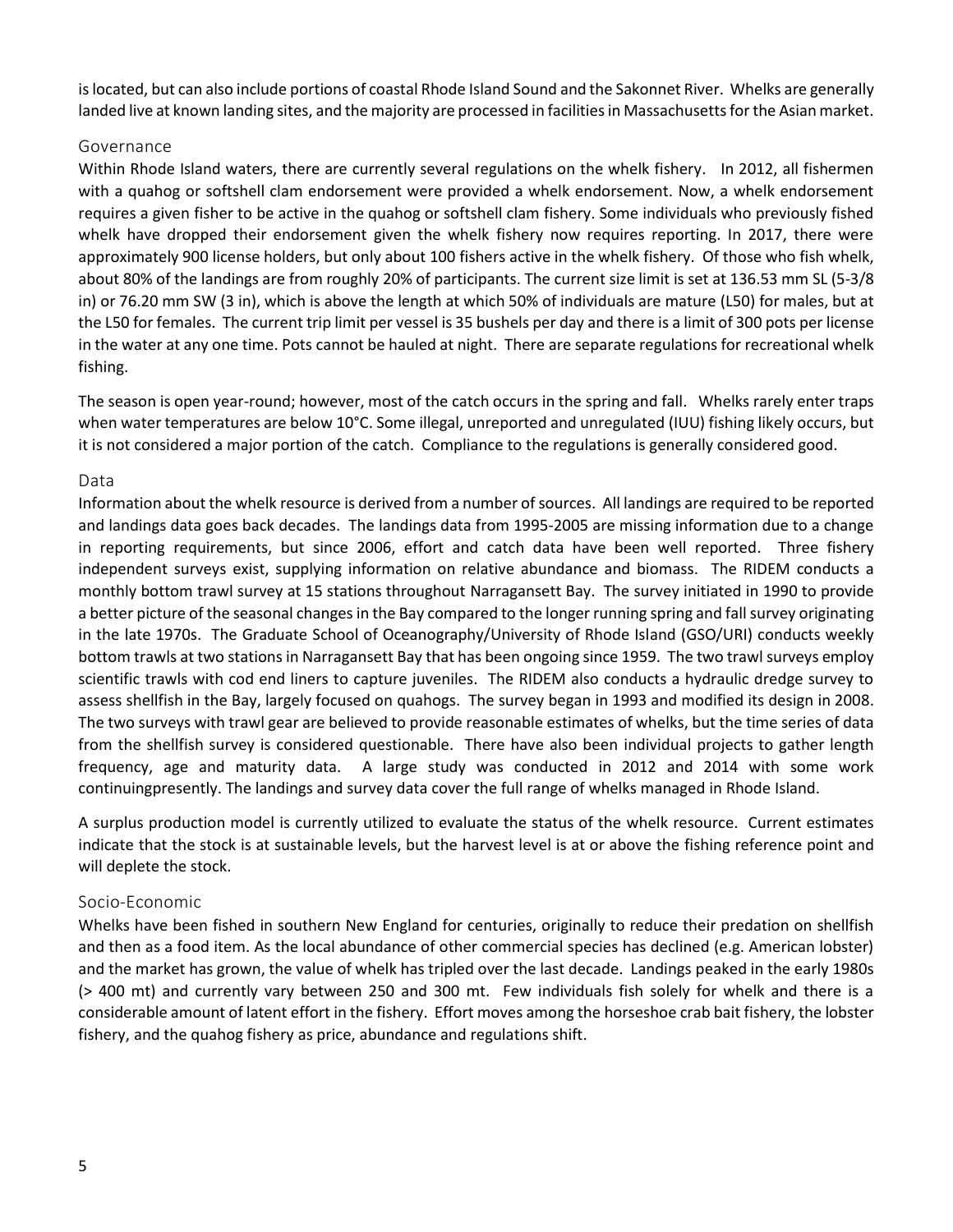is located, but can also include portions of coastal Rhode Island Sound and the Sakonnet River. Whelks are generally landed live at known landing sites, and the majority are processed in facilities in Massachusetts for the Asian market.

## Governance

Within Rhode Island waters, there are currently several regulations on the whelk fishery. In 2012, all fishermen with a quahog or softshell clam endorsement were provided a whelk endorsement. Now, a whelk endorsement requires a given fisher to be active in the quahog or softshell clam fishery. Some individuals who previously fished whelk have dropped their endorsement given the whelk fishery now requires reporting. In 2017, there were approximately 900 license holders, but only about 100 fishers active in the whelk fishery. Of those who fish whelk, about 80% of the landings are from roughly 20% of participants. The current size limit is set at 136.53 mm SL (5-3/8 in) or 76.20 mm SW (3 in), which is above the length at which 50% of individuals are mature (L50) for males, but at the L50 for females. The current trip limit per vessel is 35 bushels per day and there is a limit of 300 pots per license in the water at any one time. Pots cannot be hauled at night. There are separate regulations for recreational whelk fishing.

The season is open year-round; however, most of the catch occurs in the spring and fall. Whelks rarely enter traps when water temperatures are below 10°C. Some illegal, unreported and unregulated (IUU) fishing likely occurs, but it is not considered a major portion of the catch. Compliance to the regulations is generally considered good.

## Data

Information about the whelk resource is derived from a number of sources. All landings are required to be reported and landings data goes back decades. The landings data from 1995-2005 are missing information due to a change in reporting requirements, but since 2006, effort and catch data have been well reported. Three fishery independent surveys exist, supplying information on relative abundance and biomass. The RIDEM conducts a monthly bottom trawl survey at 15 stations throughout Narragansett Bay. The survey initiated in 1990 to provide a better picture of the seasonal changes in the Bay compared to the longer running spring and fall survey originating in the late 1970s. The Graduate School of Oceanography/University of Rhode Island (GSO/URI) conducts weekly bottom trawls at two stations in Narragansett Bay that has been ongoing since 1959. The two trawl surveys employ scientific trawls with cod end liners to capture juveniles. The RIDEM also conducts a hydraulic dredge survey to assess shellfish in the Bay, largely focused on quahogs. The survey began in 1993 and modified its design in 2008. The two surveys with trawl gear are believed to provide reasonable estimates of whelks, but the time series of data from the shellfish survey is considered questionable. There have also been individual projects to gather length frequency, age and maturity data. A large study was conducted in 2012 and 2014 with some work continuingpresently. The landings and survey data cover the full range of whelks managed in Rhode Island.

A surplus production model is currently utilized to evaluate the status of the whelk resource. Current estimates indicate that the stock is at sustainable levels, but the harvest level is at or above the fishing reference point and will deplete the stock.

## Socio-Economic

Whelks have been fished in southern New England for centuries, originally to reduce their predation on shellfish and then as a food item. As the local abundance of other commercial species has declined (e.g. American lobster) and the market has grown, the value of whelk has tripled over the last decade. Landings peaked in the early 1980s (> 400 mt) and currently vary between 250 and 300 mt. Few individuals fish solely for whelk and there is a considerable amount of latent effort in the fishery. Effort moves among the horseshoe crab bait fishery, the lobster fishery, and the quahog fishery as price, abundance and regulations shift.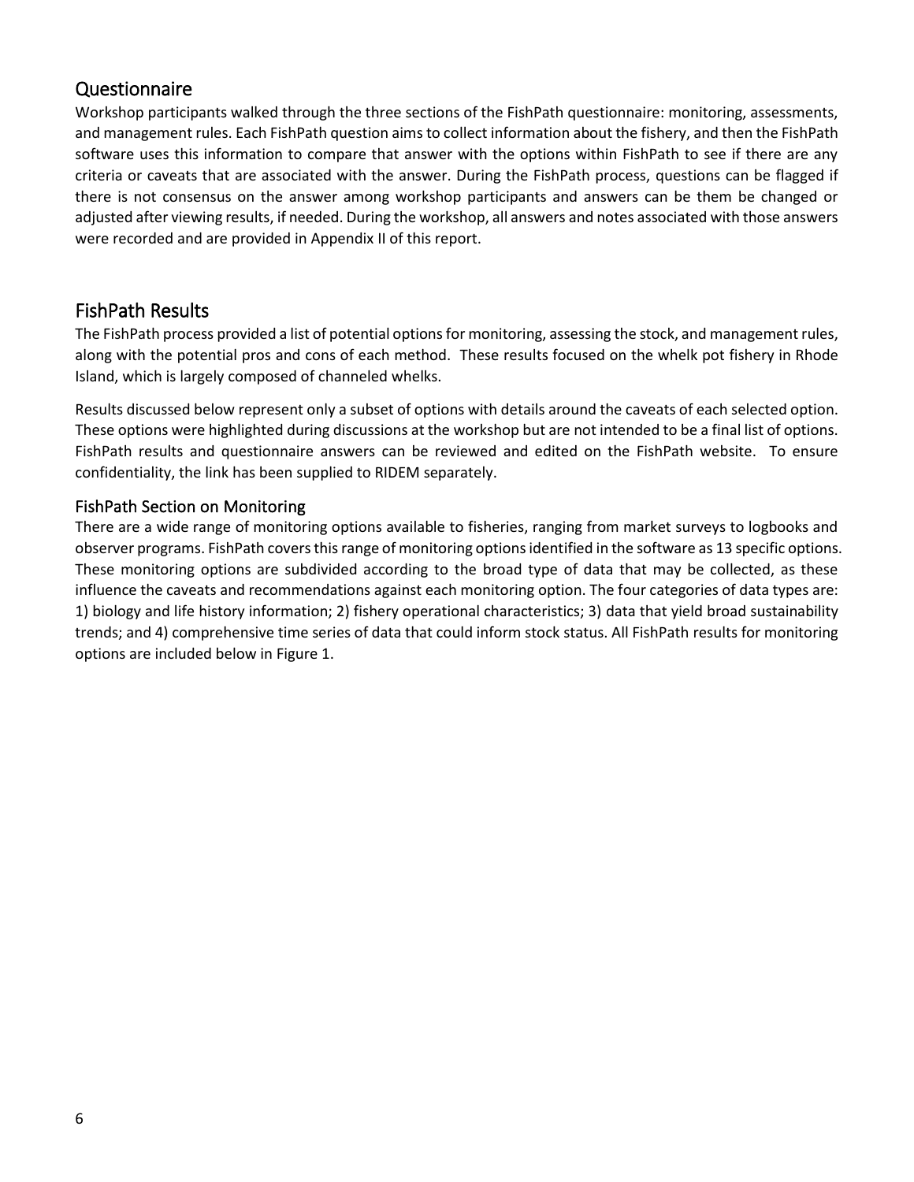## Questionnaire

Workshop participants walked through the three sections of the FishPath questionnaire: monitoring, assessments, and management rules. Each FishPath question aims to collect information about the fishery, and then the FishPath software uses this information to compare that answer with the options within FishPath to see if there are any criteria or caveats that are associated with the answer. During the FishPath process, questions can be flagged if there is not consensus on the answer among workshop participants and answers can be them be changed or adjusted after viewing results, if needed. During the workshop, all answers and notes associated with those answers were recorded and are provided in Appendix II of this report.

## FishPath Results

The FishPath process provided a list of potential options for monitoring, assessing the stock, and management rules, along with the potential pros and cons of each method. These results focused on the whelk pot fishery in Rhode Island, which is largely composed of channeled whelks.

Results discussed below represent only a subset of options with details around the caveats of each selected option. These options were highlighted during discussions at the workshop but are not intended to be a final list of options. FishPath results and questionnaire answers can be reviewed and edited on the FishPath website. To ensure confidentiality, the link has been supplied to RIDEM separately.

### FishPath Section on Monitoring

There are a wide range of monitoring options available to fisheries, ranging from market surveys to logbooks and observer programs. FishPath covers this range of monitoring options identified in the software as 13 specific options. These monitoring options are subdivided according to the broad type of data that may be collected, as these influence the caveats and recommendations against each monitoring option. The four categories of data types are: 1) biology and life history information; 2) fishery operational characteristics; 3) data that yield broad sustainability trends; and 4) comprehensive time series of data that could inform stock status. All FishPath results for monitoring options are included below in Figure 1.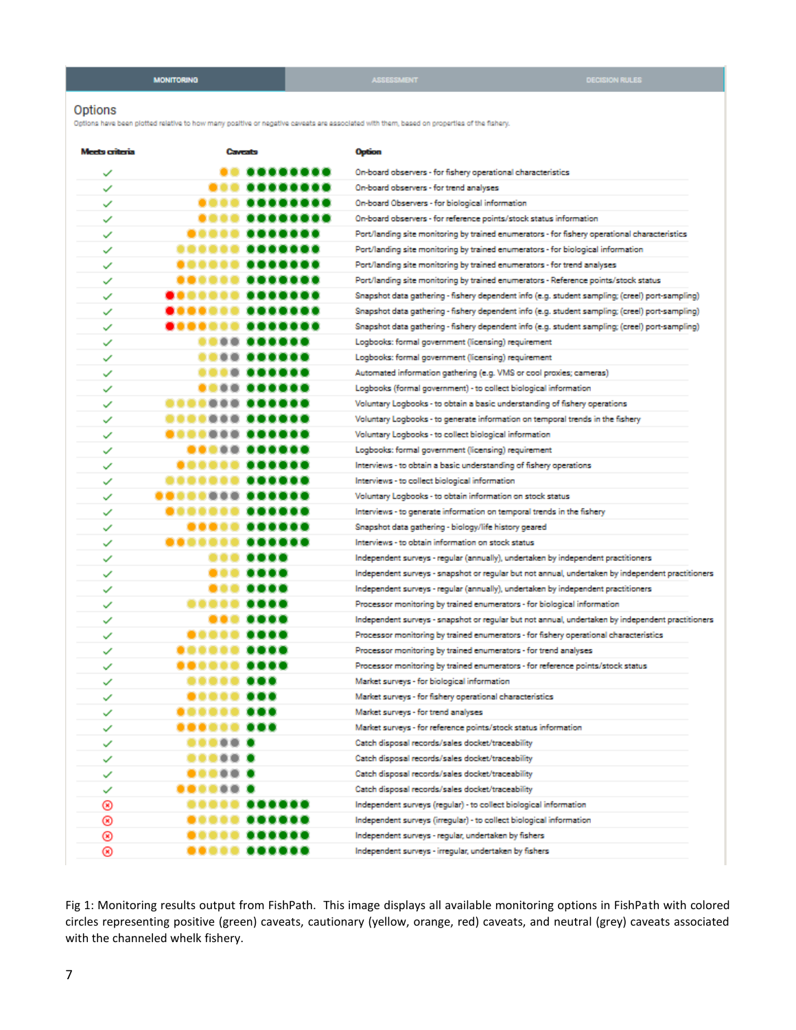| MONITORING | ASSESSMENT | DECISION RULES |
|---|---|---|

## Options

Options have been plotted relative to how many positive or negative caveats are associated with them, based on properties of the fishery.

| Meets criteria | Caveats | Option |
|---|---|---|
| ✓ | | On-board observers - for fishery operational characteristics |
| ✓ | | On-board observers - for trend analyses |
| ✓ | | On-board Observers - for biological information |
| ✓ | | On-board observers - for reference points/stock status information |
| ✓ | | Port/landing site monitoring by trained enumerators - for fishery operational characteristics |
| ✓ | | Port/landing site monitoring by trained enumerators - for biological information |
| ✓ | | Port/landing site monitoring by trained enumerators - for trend analyses |
| ✓ | | Port/landing site monitoring by trained enumerators - Reference points/stock status |
| ✓ | | Snapshot data gathering - fishery dependent info (e.g. student sampling; (creel) port-sampling) |
| ✓ | | Snapshot data gathering - fishery dependent info (e.g. student sampling; (creel) port-sampling) |
| ✓ | | Snapshot data gathering - fishery dependent info (e.g. student sampling; (creel) port-sampling) |
| ✓ | | Logbooks: formal government (licensing) requirement |
| ✓ | | Logbooks: formal government (licensing) requirement |
| ✓ | | Automated information gathering (e.g. VMS or cool proxies; cameras) |
| ✓ | | Logbooks (formal government) - to collect biological information |
| ✓ | | Voluntary Logbooks - to obtain a basic understanding of fishery operations |
| ✓ | | Voluntary Logbooks - to generate information on temporal trends in the fishery |
| ✓ | | Voluntary Logbooks - to collect biological information |
| ✓ | | Logbooks: formal government (licensing) requirement |
| ✓ | | Interviews - to obtain a basic understanding of fishery operations |
| ✓ | | Interviews - to collect biological information |
| ✓ | | Voluntary Logbooks - to obtain information on stock status |
| ✓ | | Interviews - to generate information on temporal trends in the fishery |
| ✓ | | Snapshot data gathering - biology/life history geared |
| ✓ | | Interviews - to obtain information on stock status |
| ✓ | | Independent surveys - regular (annually), undertaken by independent practitioners |
| ✓ | | Independent surveys - snapshot or regular but not annual, undertaken by independent practitioners |
| ✓ | | Independent surveys - regular (annually), undertaken by independent practitioners |
| ✓ | | Processor monitoring by trained enumerators - for biological information |
| ✓ | | Independent surveys - snapshot or regular but not annual, undertaken by independent practitioners |
| ✓ | | Processor monitoring by trained enumerators - for fishery operational characteristics |
| ✓ | | Processor monitoring by trained enumerators - for trend analyses |
| ✓ | | Processor monitoring by trained enumerators - for reference points/stock status |
| ✓ | | Market surveys - for biological information |
| ✓ | | Market surveys - for fishery operational characteristics |
| ✓ | | Market surveys - for trend analyses |
| ✓ | | Market surveys - for reference points/stock status information |
| ✓ | | Catch disposal records/sales docket/traceability |
| ✓ | | Catch disposal records/sales docket/traceability |
| ✓ | | Catch disposal records/sales docket/traceability |
| ✓ | | Catch disposal records/sales docket/traceability |
| ⊗ | | Independent surveys (regular) - to collect biological information |
| ⊗ | | Independent surveys (irregular) - to collect biological information |
| ⊗ | | Independent surveys - regular, undertaken by fishers |
| ⊗ | | Independent surveys - irregular, undertaken by fishers |

Fig 1: Monitoring results output from FishPath. This image displays all available monitoring options in FishPath with colored circles representing positive (green) caveats, cautionary (yellow, orange, red) caveats, and neutral (grey) caveats associated with the channeled whelk fishery.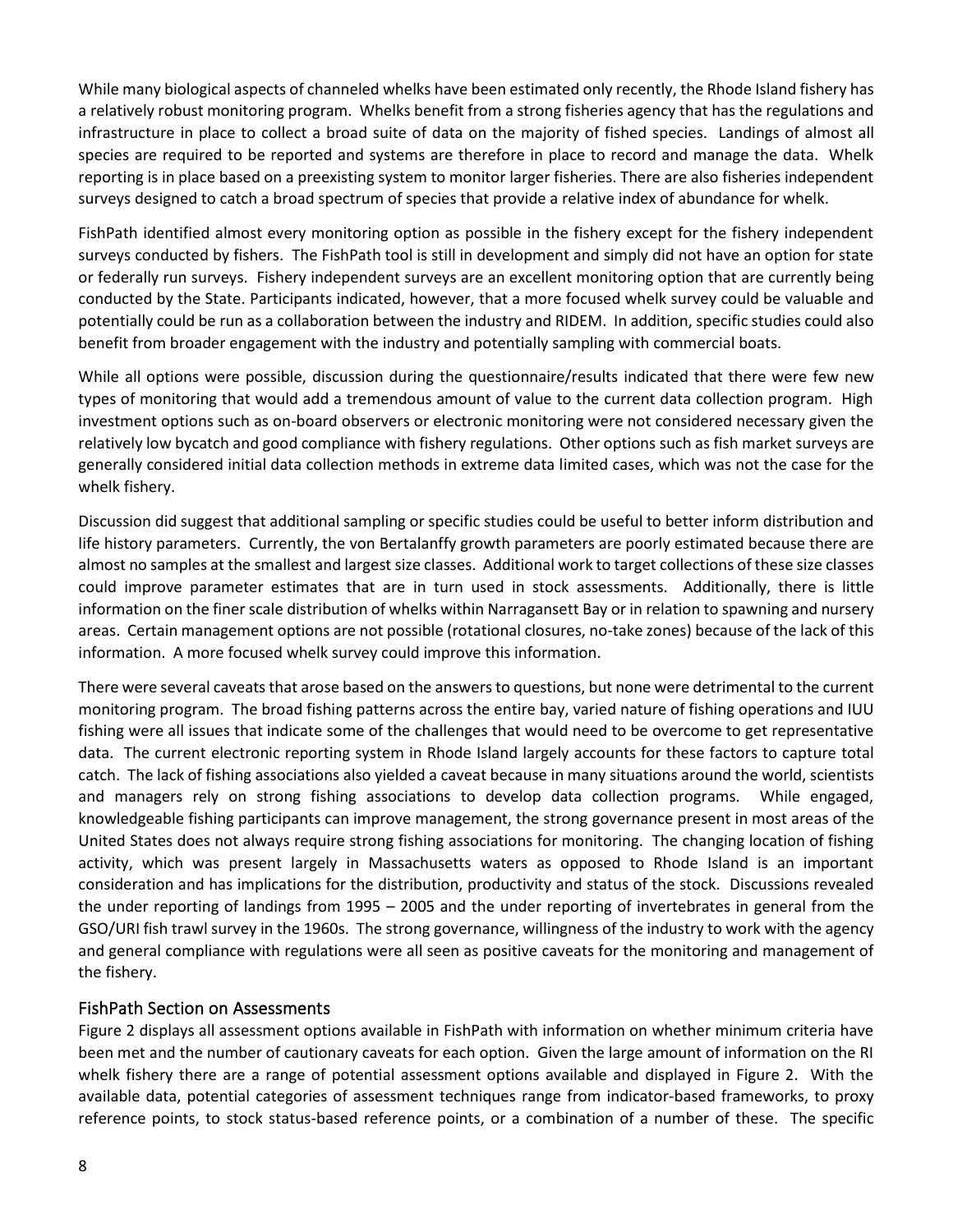While many biological aspects of channeled whelks have been estimated only recently, the Rhode Island fishery has a relatively robust monitoring program. Whelks benefit from a strong fisheries agency that has the regulations and infrastructure in place to collect a broad suite of data on the majority of fished species. Landings of almost all species are required to be reported and systems are therefore in place to record and manage the data. Whelk reporting is in place based on a preexisting system to monitor larger fisheries. There are also fisheries independent surveys designed to catch a broad spectrum of species that provide a relative index of abundance for whelk.

FishPath identified almost every monitoring option as possible in the fishery except for the fishery independent surveys conducted by fishers. The FishPath tool is still in development and simply did not have an option for state or federally run surveys. Fishery independent surveys are an excellent monitoring option that are currently being conducted by the State. Participants indicated, however, that a more focused whelk survey could be valuable and potentially could be run as a collaboration between the industry and RIDEM. In addition, specific studies could also benefit from broader engagement with the industry and potentially sampling with commercial boats.

While all options were possible, discussion during the questionnaire/results indicated that there were few new types of monitoring that would add a tremendous amount of value to the current data collection program. High investment options such as on-board observers or electronic monitoring were not considered necessary given the relatively low bycatch and good compliance with fishery regulations. Other options such as fish market surveys are generally considered initial data collection methods in extreme data limited cases, which was not the case for the whelk fishery.

Discussion did suggest that additional sampling or specific studies could be useful to better inform distribution and life history parameters. Currently, the von Bertalanffy growth parameters are poorly estimated because there are almost no samples at the smallest and largest size classes. Additional work to target collections of these size classes could improve parameter estimates that are in turn used in stock assessments. Additionally, there is little information on the finer scale distribution of whelks within Narragansett Bay or in relation to spawning and nursery areas. Certain management options are not possible (rotational closures, no-take zones) because of the lack of this information. A more focused whelk survey could improve this information.

There were several caveats that arose based on the answers to questions, but none were detrimental to the current monitoring program. The broad fishing patterns across the entire bay, varied nature of fishing operations and IUU fishing were all issues that indicate some of the challenges that would need to be overcome to get representative data. The current electronic reporting system in Rhode Island largely accounts for these factors to capture total catch. The lack of fishing associations also yielded a caveat because in many situations around the world, scientists and managers rely on strong fishing associations to develop data collection programs. While engaged, knowledgeable fishing participants can improve management, the strong governance present in most areas of the United States does not always require strong fishing associations for monitoring. The changing location of fishing activity, which was present largely in Massachusetts waters as opposed to Rhode Island is an important consideration and has implications for the distribution, productivity and status of the stock. Discussions revealed the under reporting of landings from 1995 – 2005 and the under reporting of invertebrates in general from the GSO/URI fish trawl survey in the 1960s. The strong governance, willingness of the industry to work with the agency and general compliance with regulations were all seen as positive caveats for the monitoring and management of the fishery.

## FishPath Section on Assessments

Figure 2 displays all assessment options available in FishPath with information on whether minimum criteria have been met and the number of cautionary caveats for each option. Given the large amount of information on the RI whelk fishery there are a range of potential assessment options available and displayed in Figure 2. With the available data, potential categories of assessment techniques range from indicator-based frameworks, to proxy reference points, to stock status-based reference points, or a combination of a number of these. The specific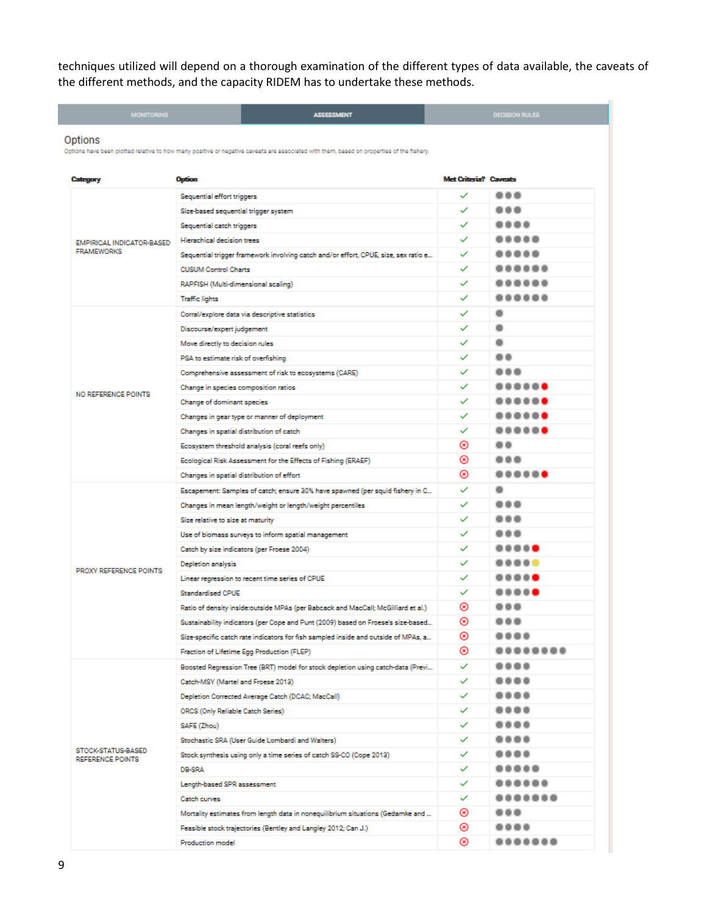techniques utilized will depend on a thorough examination of the different types of data available, the caveats of the different methods, and the capacity RIDEM has to undertake these methods.

MONITORING | **ASSESSMENT** | DECISION RULES

## Options

Options have been plotted relative to how many positive or negative caveats are associated with them, based on properties of the fishery.

| Category | Option | Met Criteria? | Caveats |
|---|---|---|---|
| EMPIRICAL INDICATOR-BASED FRAMEWORKS | Sequential effort triggers | ✓ | ●●● |
| | Size-based sequential trigger system | ✓ | ●●● |
| | Sequential catch triggers | ✓ | ●●●● |
| | Hierachical decision trees | ✓ | ●●●●● |
| | Sequential trigger framework involving catch and/or effort, CPUE, size, sex ratio e... | ✓ | ●●●●● |
| | CUSUM Control Charts | ✓ | ●●●●●● |
| | RAPFISH (Multi-dimensional scaling) | ✓ | ●●●●●● |
| | Traffic lights | ✓ | ●●●●●● |
| NO REFERENCE POINTS | Corral/explore data via descriptive statistics | ✓ | ● |
| | Discourse/expert judgement | ✓ | ● |
| | Move directly to decision rules | ✓ | ● |
| | PSA to estimate risk of overfishing | ✓ | ●● |
| | Comprehensive assessment of risk to ecosystems (CARE) | ✓ | ●●● |
| | Change in species composition ratios | ✓ | ●●●●●● |
| | Change of dominant species | ✓ | ●●●●●● |
| | Changes in gear type or manner of deployment | ✓ | ●●●●●● |
| | Changes in spatial distribution of catch | ✓ | ●●●●●● |
| | Ecosystem threshold analysis (coral reefs only) | ⊗ | ●● |
| | Ecological Risk Assessment for the Effects of Fishing (ERAEF) | ⊗ | ●●● |
| | Changes in spatial distribution of effort | ⊗ | ●●●●●● |
| PROXY REFERENCE POINTS | Escapement: Samples of catch; ensure 30% have spawned (per squid fishery in C... | ✓ | ● |
| | Changes in mean length/weight or length/weight percentiles | ✓ | ●●● |
| | Size relative to size at maturity | ✓ | ●●● |
| | Use of biomass surveys to inform spatial management | ✓ | ●●● |
| | Catch by size indicators (per Froese 2004) | ✓ | ●●●●● |
| | Depletion analysis | ✓ | ●●●●● |
| | Linear regression to recent time series of CPUE | ✓ | ●●●●● |
| | Standardised CPUE | ✓ | ●●●●● |
| | Ratio of density inside:outside MPAs (per Babcock and MacCall; McGilliard et al.) | ⊗ | ●●● |
| | Sustainability indicators (per Cope and Punt (2009) based on Froese's size-based... | ⊗ | ●●● |
| | Size-specific catch rate indicators for fish sampled inside and outside of MPAs, a... | ⊗ | ●●●● |
| | Fraction of Lifetime Egg Production (FLEP) | ⊗ | ●●●●●●●● |
| STOCK-STATUS-BASED REFERENCE POINTS | Boosted Regression Tree (BRT) model for stock depletion using catch-data (Previ... | ✓ | ●●●● |
| | Catch-MSY (Martel and Froese 2013) | ✓ | ●●●● |
| | Depletion Corrected Average Catch (DCAC; MacCall) | ✓ | ●●●● |
| | ORCS (Only Reliable Catch Series) | ✓ | ●●●● |
| | SAFE (Zhou) | ✓ | ●●●● |
| | Stochastic SRA (User Guide Lombardi and Walters) | ✓ | ●●●● |
| | Stock synthesis using only a time series of catch SS-CO (Cope 2013) | ✓ | ●●●● |
| | DB-SRA | ✓ | ●●●●● |
| | Length-based SPR assessment | ✓ | ●●●●●● |
| | Catch curves | ✓ | ●●●●●●● |
| | Mortality estimates from length data in nonequilibrium situations (Gedamke and ... | ⊗ | ●●● |
| | Feasible stock trajectories (Bentley and Langley 2012; Can J.) | ⊗ | ●●●● |
| | Production model | ⊗ | ●●●●●●● |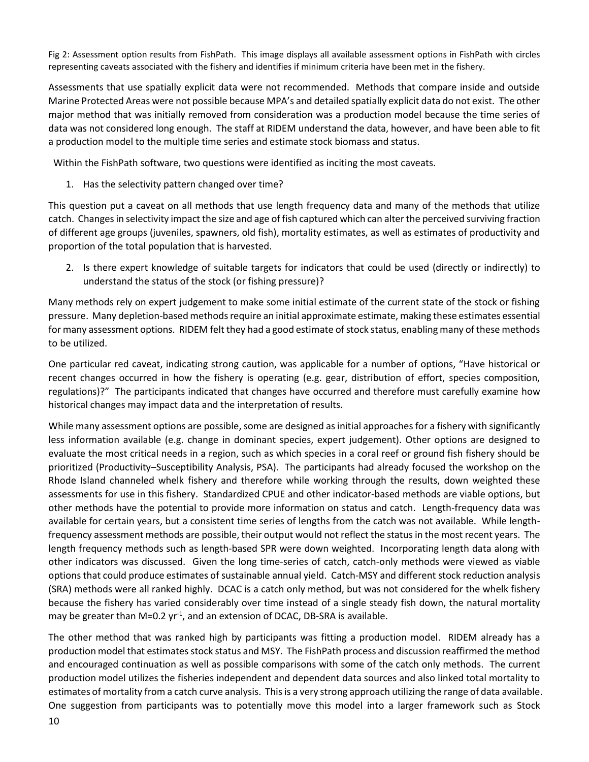Fig 2: Assessment option results from FishPath. This image displays all available assessment options in FishPath with circles representing caveats associated with the fishery and identifies if minimum criteria have been met in the fishery.

Assessments that use spatially explicit data were not recommended. Methods that compare inside and outside Marine Protected Areas were not possible because MPA's and detailed spatially explicit data do not exist. The other major method that was initially removed from consideration was a production model because the time series of data was not considered long enough. The staff at RIDEM understand the data, however, and have been able to fit a production model to the multiple time series and estimate stock biomass and status.

Within the FishPath software, two questions were identified as inciting the most caveats.

1. Has the selectivity pattern changed over time?

This question put a caveat on all methods that use length frequency data and many of the methods that utilize catch. Changes in selectivity impact the size and age of fish captured which can alter the perceived surviving fraction of different age groups (juveniles, spawners, old fish), mortality estimates, as well as estimates of productivity and proportion of the total population that is harvested.

2. Is there expert knowledge of suitable targets for indicators that could be used (directly or indirectly) to understand the status of the stock (or fishing pressure)?

Many methods rely on expert judgement to make some initial estimate of the current state of the stock or fishing pressure. Many depletion-based methods require an initial approximate estimate, making these estimates essential for many assessment options. RIDEM felt they had a good estimate of stock status, enabling many of these methods to be utilized.

One particular red caveat, indicating strong caution, was applicable for a number of options, "Have historical or recent changes occurred in how the fishery is operating (e.g. gear, distribution of effort, species composition, regulations)?" The participants indicated that changes have occurred and therefore must carefully examine how historical changes may impact data and the interpretation of results.

While many assessment options are possible, some are designed as initial approaches for a fishery with significantly less information available (e.g. change in dominant species, expert judgement). Other options are designed to evaluate the most critical needs in a region, such as which species in a coral reef or ground fish fishery should be prioritized (Productivity–Susceptibility Analysis, PSA). The participants had already focused the workshop on the Rhode Island channeled whelk fishery and therefore while working through the results, down weighted these assessments for use in this fishery. Standardized CPUE and other indicator-based methods are viable options, but other methods have the potential to provide more information on status and catch. Length-frequency data was available for certain years, but a consistent time series of lengths from the catch was not available. While length-frequency assessment methods are possible, their output would not reflect the status in the most recent years. The length frequency methods such as length-based SPR were down weighted. Incorporating length data along with other indicators was discussed. Given the long time-series of catch, catch-only methods were viewed as viable options that could produce estimates of sustainable annual yield. Catch-MSY and different stock reduction analysis (SRA) methods were all ranked highly. DCAC is a catch only method, but was not considered for the whelk fishery because the fishery has varied considerably over time instead of a single steady fish down, the natural mortality may be greater than $M=0.2\ yr^{-1}$, and an extension of DCAC, DB-SRA is available.

The other method that was ranked high by participants was fitting a production model. RIDEM already has a production model that estimates stock status and MSY. The FishPath process and discussion reaffirmed the method and encouraged continuation as well as possible comparisons with some of the catch only methods. The current production model utilizes the fisheries independent and dependent data sources and also linked total mortality to estimates of mortality from a catch curve analysis. This is a very strong approach utilizing the range of data available. One suggestion from participants was to potentially move this model into a larger framework such as Stock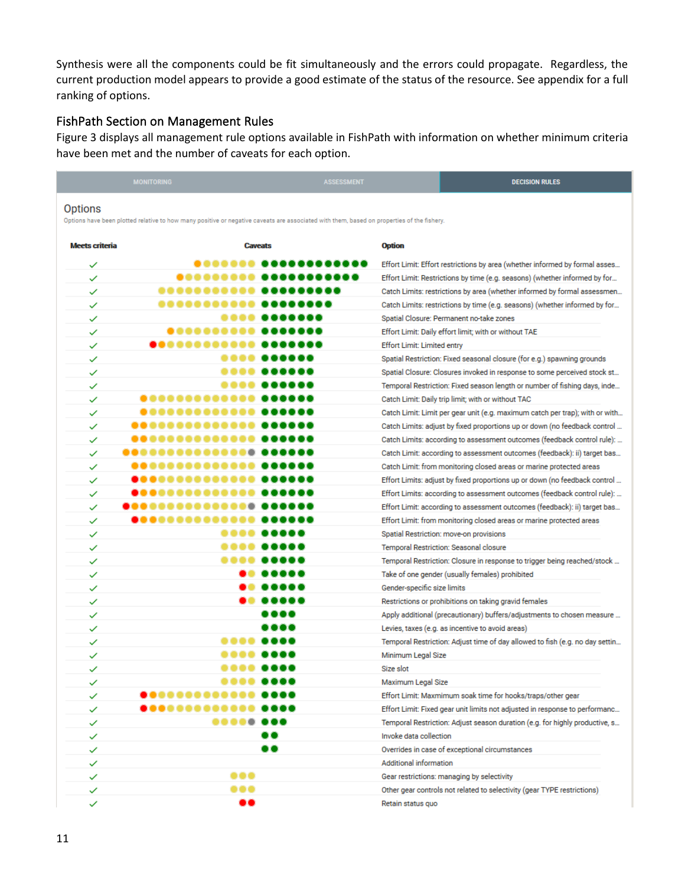Synthesis were all the components could be fit simultaneously and the errors could propagate. Regardless, the current production model appears to provide a good estimate of the status of the resource. See appendix for a full ranking of options.

## FishPath Section on Management Rules

Figure 3 displays all management rule options available in FishPath with information on whether minimum criteria have been met and the number of caveats for each option.

MONITORING | ASSESSMENT | DECISION RULES

### Options

Options have been plotted relative to how many positive or negative caveats are associated with them, based on properties of the fishery.

| Meets criteria | Caveats | Option |
|---|---|---|
| ✓ | | Effort Limit: Effort restrictions by area (whether informed by formal asses... |
| ✓ | | Effort Limit: Restrictions by time (e.g. seasons) (whether informed by for... |
| ✓ | | Catch Limits: restrictions by area (whether informed by formal assessmen... |
| ✓ | | Catch Limits: restrictions by time (e.g. seasons) (whether informed by for... |
| ✓ | | Spatial Closure: Permanent no-take zones |
| ✓ | | Effort Limit: Daily effort limit; with or without TAE |
| ✓ | | Effort Limit: Limited entry |
| ✓ | | Spatial Restriction: Fixed seasonal closure (for e.g.) spawning grounds |
| ✓ | | Spatial Closure: Closures invoked in response to some perceived stock st... |
| ✓ | | Temporal Restriction: Fixed season length or number of fishing days, inde... |
| ✓ | | Catch Limit: Daily trip limit; with or without TAC |
| ✓ | | Catch Limit: Limit per gear unit (e.g. maximum catch per trap); with or with... |
| ✓ | | Catch Limits: adjust by fixed proportions up or down (no feedback control ... |
| ✓ | | Catch Limits: according to assessment outcomes (feedback control rule): ... |
| ✓ | | Catch Limit: according to assessment outcomes (feedback): ii) target bas... |
| ✓ | | Catch Limit: from monitoring closed areas or marine protected areas |
| ✓ | | Effort Limits: adjust by fixed proportions up or down (no feedback control ... |
| ✓ | | Effort Limits: according to assessment outcomes (feedback control rule): ... |
| ✓ | | Effort Limit: according to assessment outcomes (feedback): ii) target bas... |
| ✓ | | Effort Limit: from monitoring closed areas or marine protected areas |
| ✓ | | Spatial Restriction: move-on provisions |
| ✓ | | Temporal Restriction: Seasonal closure |
| ✓ | | Temporal Restriction: Closure in response to trigger being reached/stock ... |
| ✓ | | Take of one gender (usually females) prohibited |
| ✓ | | Gender-specific size limits |
| ✓ | | Restrictions or prohibitions on taking gravid females |
| ✓ | | Apply additional (precautionary) buffers/adjustments to chosen measure ... |
| ✓ | | Levies, taxes (e.g. as incentive to avoid areas) |
| ✓ | | Temporal Restriction: Adjust time of day allowed to fish (e.g. no day settin... |
| ✓ | | Minimum Legal Size |
| ✓ | | Size slot |
| ✓ | | Maximum Legal Size |
| ✓ | | Effort Limit: Maxmimum soak time for hooks/traps/other gear |
| ✓ | | Effort Limit: Fixed gear unit limits not adjusted in response to performanc... |
| ✓ | | Temporal Restriction: Adjust season duration (e.g. for highly productive, s... |
| ✓ | | Invoke data collection |
| ✓ | | Overrides in case of exceptional circumstances |
| ✓ | | Additional information |
| ✓ | | Gear restrictions: managing by selectivity |
| ✓ | | Other gear controls not related to selectivity (gear TYPE restrictions) |
| ✓ | | Retain status quo |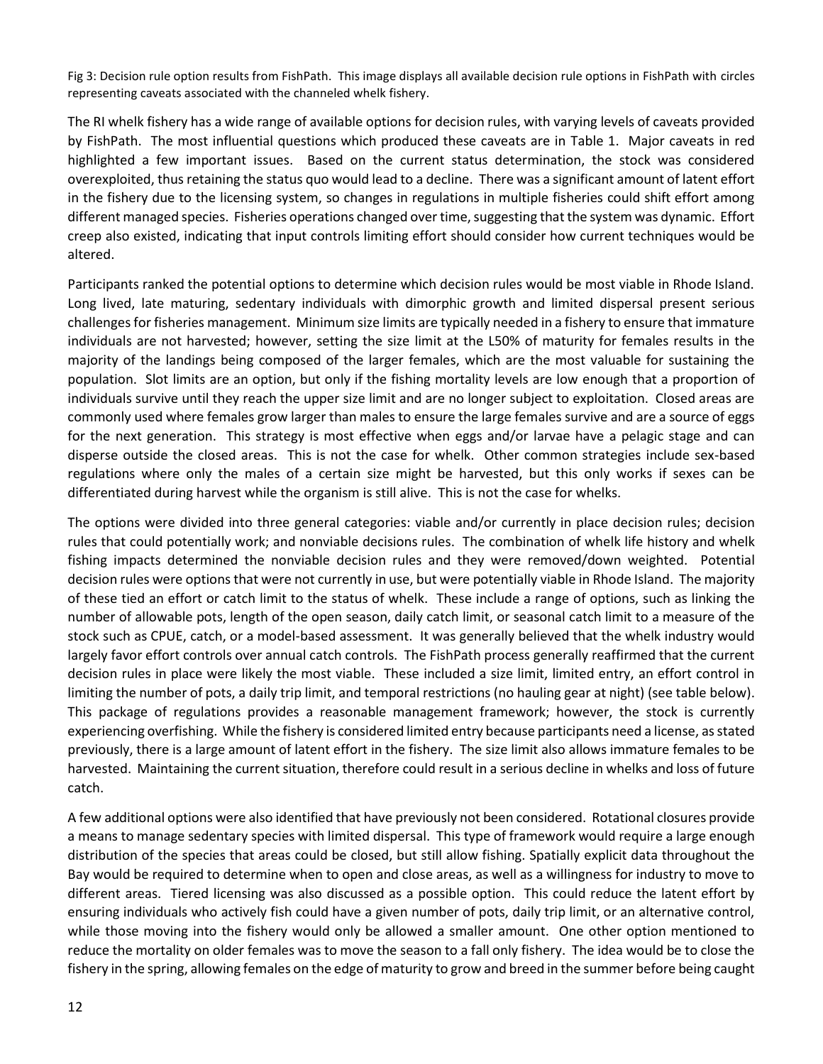Fig 3: Decision rule option results from FishPath. This image displays all available decision rule options in FishPath with circles representing caveats associated with the channeled whelk fishery.

The RI whelk fishery has a wide range of available options for decision rules, with varying levels of caveats provided by FishPath. The most influential questions which produced these caveats are in Table 1. Major caveats in red highlighted a few important issues. Based on the current status determination, the stock was considered overexploited, thus retaining the status quo would lead to a decline. There was a significant amount of latent effort in the fishery due to the licensing system, so changes in regulations in multiple fisheries could shift effort among different managed species. Fisheries operations changed over time, suggesting that the system was dynamic. Effort creep also existed, indicating that input controls limiting effort should consider how current techniques would be altered.

Participants ranked the potential options to determine which decision rules would be most viable in Rhode Island. Long lived, late maturing, sedentary individuals with dimorphic growth and limited dispersal present serious challenges for fisheries management. Minimum size limits are typically needed in a fishery to ensure that immature individuals are not harvested; however, setting the size limit at the L50% of maturity for females results in the majority of the landings being composed of the larger females, which are the most valuable for sustaining the population. Slot limits are an option, but only if the fishing mortality levels are low enough that a proportion of individuals survive until they reach the upper size limit and are no longer subject to exploitation. Closed areas are commonly used where females grow larger than males to ensure the large females survive and are a source of eggs for the next generation. This strategy is most effective when eggs and/or larvae have a pelagic stage and can disperse outside the closed areas. This is not the case for whelk. Other common strategies include sex-based regulations where only the males of a certain size might be harvested, but this only works if sexes can be differentiated during harvest while the organism is still alive. This is not the case for whelks.

The options were divided into three general categories: viable and/or currently in place decision rules; decision rules that could potentially work; and nonviable decisions rules. The combination of whelk life history and whelk fishing impacts determined the nonviable decision rules and they were removed/down weighted. Potential decision rules were options that were not currently in use, but were potentially viable in Rhode Island. The majority of these tied an effort or catch limit to the status of whelk. These include a range of options, such as linking the number of allowable pots, length of the open season, daily catch limit, or seasonal catch limit to a measure of the stock such as CPUE, catch, or a model-based assessment. It was generally believed that the whelk industry would largely favor effort controls over annual catch controls. The FishPath process generally reaffirmed that the current decision rules in place were likely the most viable. These included a size limit, limited entry, an effort control in limiting the number of pots, a daily trip limit, and temporal restrictions (no hauling gear at night) (see table below). This package of regulations provides a reasonable management framework; however, the stock is currently experiencing overfishing. While the fishery is considered limited entry because participants need a license, as stated previously, there is a large amount of latent effort in the fishery. The size limit also allows immature females to be harvested. Maintaining the current situation, therefore could result in a serious decline in whelks and loss of future catch.

A few additional options were also identified that have previously not been considered. Rotational closures provide a means to manage sedentary species with limited dispersal. This type of framework would require a large enough distribution of the species that areas could be closed, but still allow fishing. Spatially explicit data throughout the Bay would be required to determine when to open and close areas, as well as a willingness for industry to move to different areas. Tiered licensing was also discussed as a possible option. This could reduce the latent effort by ensuring individuals who actively fish could have a given number of pots, daily trip limit, or an alternative control, while those moving into the fishery would only be allowed a smaller amount. One other option mentioned to reduce the mortality on older females was to move the season to a fall only fishery. The idea would be to close the fishery in the spring, allowing females on the edge of maturity to grow and breed in the summer before being caught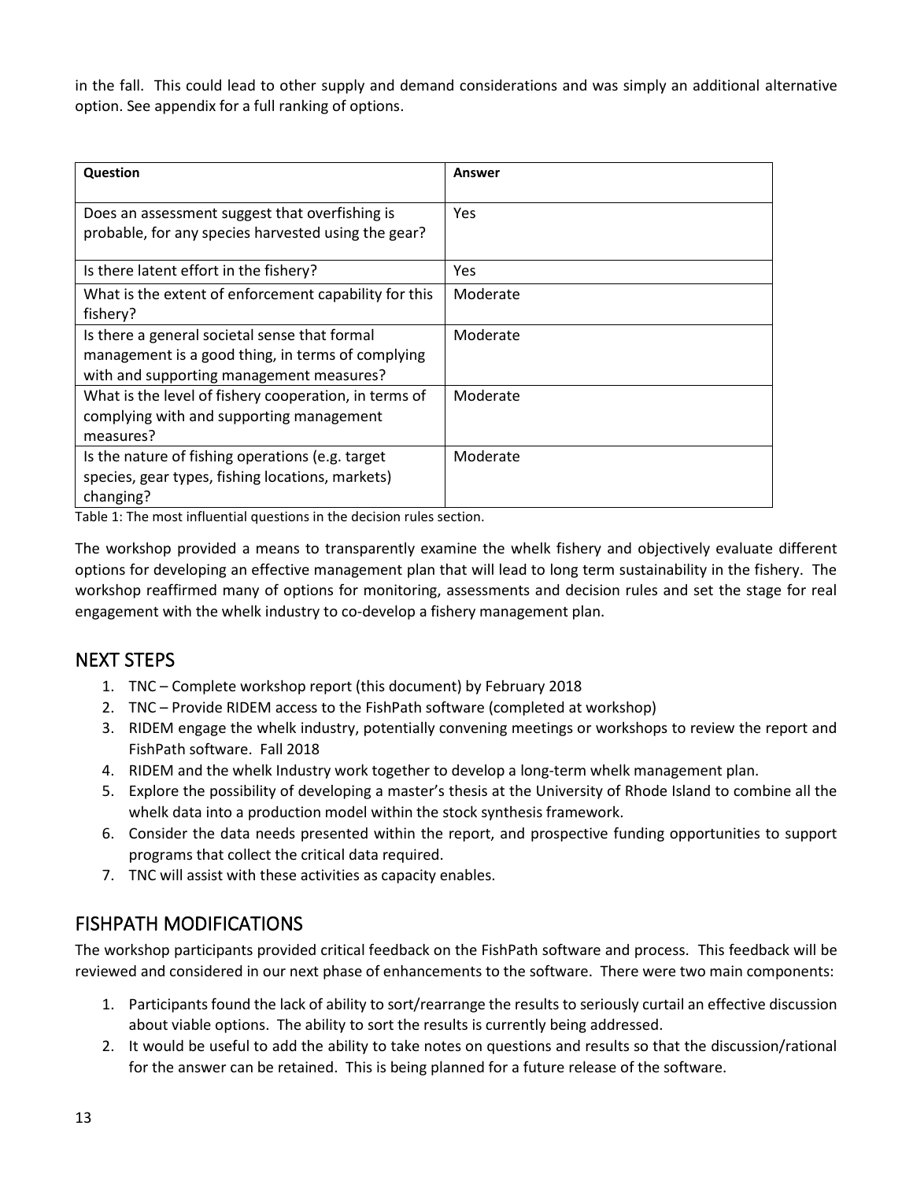in the fall. This could lead to other supply and demand considerations and was simply an additional alternative option. See appendix for a full ranking of options.

| Question | Answer |
|---|---|
| Does an assessment suggest that overfishing is probable, for any species harvested using the gear? | Yes |
| Is there latent effort in the fishery? | Yes |
| What is the extent of enforcement capability for this fishery? | Moderate |
| Is there a general societal sense that formal management is a good thing, in terms of complying with and supporting management measures? | Moderate |
| What is the level of fishery cooperation, in terms of complying with and supporting management measures? | Moderate |
| Is the nature of fishing operations (e.g. target species, gear types, fishing locations, markets) changing? | Moderate |

Table 1: The most influential questions in the decision rules section.

The workshop provided a means to transparently examine the whelk fishery and objectively evaluate different options for developing an effective management plan that will lead to long term sustainability in the fishery. The workshop reaffirmed many of options for monitoring, assessments and decision rules and set the stage for real engagement with the whelk industry to co-develop a fishery management plan.

## NEXT STEPS

1. TNC – Complete workshop report (this document) by February 2018
2. TNC – Provide RIDEM access to the FishPath software (completed at workshop)
3. RIDEM engage the whelk industry, potentially convening meetings or workshops to review the report and FishPath software. Fall 2018
4. RIDEM and the whelk Industry work together to develop a long-term whelk management plan.
5. Explore the possibility of developing a master's thesis at the University of Rhode Island to combine all the whelk data into a production model within the stock synthesis framework.
6. Consider the data needs presented within the report, and prospective funding opportunities to support programs that collect the critical data required.
7. TNC will assist with these activities as capacity enables.

## FISHPATH MODIFICATIONS

The workshop participants provided critical feedback on the FishPath software and process. This feedback will be reviewed and considered in our next phase of enhancements to the software. There were two main components:

1. Participants found the lack of ability to sort/rearrange the results to seriously curtail an effective discussion about viable options. The ability to sort the results is currently being addressed.
2. It would be useful to add the ability to take notes on questions and results so that the discussion/rational for the answer can be retained. This is being planned for a future release of the software.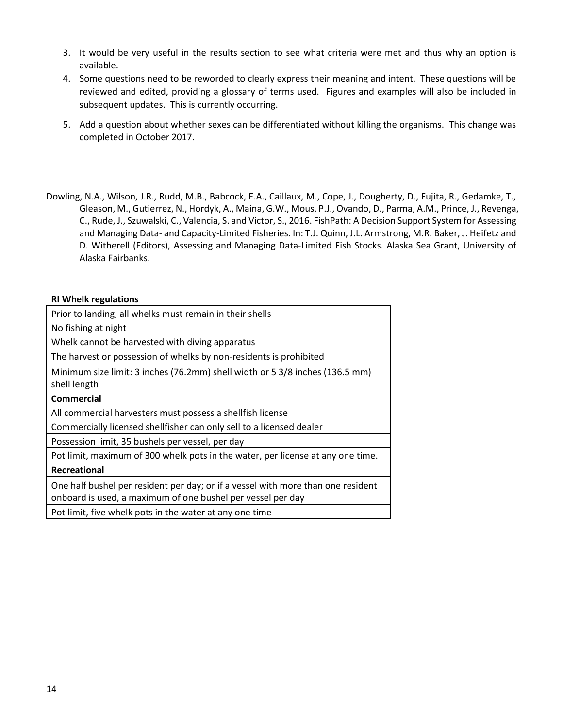3. It would be very useful in the results section to see what criteria were met and thus why an option is available.
4. Some questions need to be reworded to clearly express their meaning and intent. These questions will be reviewed and edited, providing a glossary of terms used. Figures and examples will also be included in subsequent updates. This is currently occurring.
5. Add a question about whether sexes can be differentiated without killing the organisms. This change was completed in October 2017.

Dowling, N.A., Wilson, J.R., Rudd, M.B., Babcock, E.A., Caillaux, M., Cope, J., Dougherty, D., Fujita, R., Gedamke, T., Gleason, M., Gutierrez, N., Hordyk, A., Maina, G.W., Mous, P.J., Ovando, D., Parma, A.M., Prince, J., Revenga, C., Rude, J., Szuwalski, C., Valencia, S. and Victor, S., 2016. FishPath: A Decision Support System for Assessing and Managing Data- and Capacity-Limited Fisheries. In: T.J. Quinn, J.L. Armstrong, M.R. Baker, J. Heifetz and D. Witherell (Editors), Assessing and Managing Data-Limited Fish Stocks. Alaska Sea Grant, University of Alaska Fairbanks.

| **RI Whelk regulations** |
|---|
| Prior to landing, all whelks must remain in their shells |
| No fishing at night |
| Whelk cannot be harvested with diving apparatus |
| The harvest or possession of whelks by non-residents is prohibited |
| Minimum size limit: 3 inches (76.2mm) shell width or 5 3/8 inches (136.5 mm) shell length |
| **Commercial** |
| All commercial harvesters must possess a shellfish license |
| Commercially licensed shellfisher can only sell to a licensed dealer |
| Possession limit, 35 bushels per vessel, per day |
| Pot limit, maximum of 300 whelk pots in the water, per license at any one time. |
| **Recreational** |
| One half bushel per resident per day; or if a vessel with more than one resident onboard is used, a maximum of one bushel per vessel per day |
| Pot limit, five whelk pots in the water at any one time |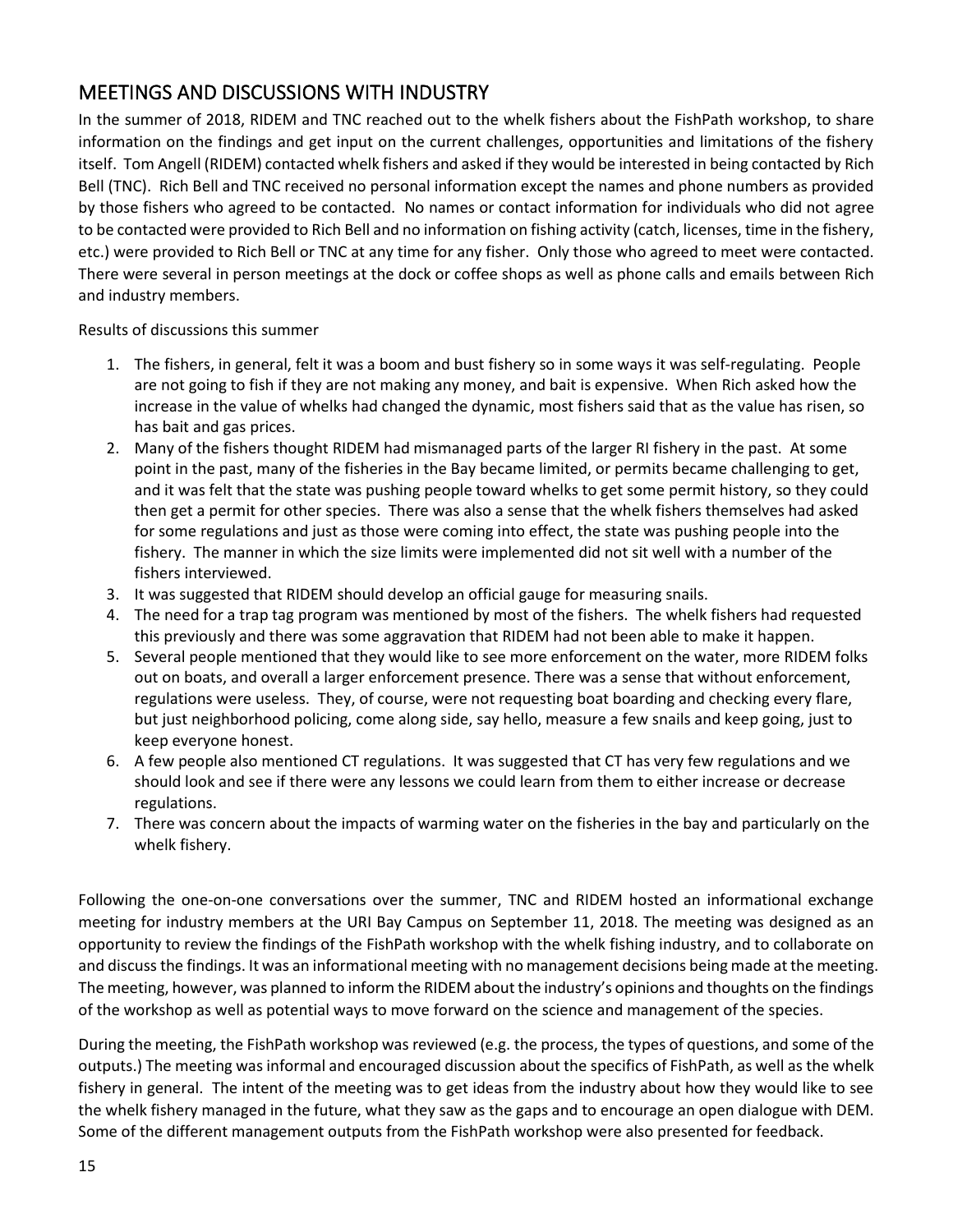## MEETINGS AND DISCUSSIONS WITH INDUSTRY

In the summer of 2018, RIDEM and TNC reached out to the whelk fishers about the FishPath workshop, to share information on the findings and get input on the current challenges, opportunities and limitations of the fishery itself. Tom Angell (RIDEM) contacted whelk fishers and asked if they would be interested in being contacted by Rich Bell (TNC). Rich Bell and TNC received no personal information except the names and phone numbers as provided by those fishers who agreed to be contacted. No names or contact information for individuals who did not agree to be contacted were provided to Rich Bell and no information on fishing activity (catch, licenses, time in the fishery, etc.) were provided to Rich Bell or TNC at any time for any fisher. Only those who agreed to meet were contacted. There were several in person meetings at the dock or coffee shops as well as phone calls and emails between Rich and industry members.

Results of discussions this summer

1. The fishers, in general, felt it was a boom and bust fishery so in some ways it was self-regulating. People are not going to fish if they are not making any money, and bait is expensive. When Rich asked how the increase in the value of whelks had changed the dynamic, most fishers said that as the value has risen, so has bait and gas prices.
2. Many of the fishers thought RIDEM had mismanaged parts of the larger RI fishery in the past. At some point in the past, many of the fisheries in the Bay became limited, or permits became challenging to get, and it was felt that the state was pushing people toward whelks to get some permit history, so they could then get a permit for other species. There was also a sense that the whelk fishers themselves had asked for some regulations and just as those were coming into effect, the state was pushing people into the fishery. The manner in which the size limits were implemented did not sit well with a number of the fishers interviewed.
3. It was suggested that RIDEM should develop an official gauge for measuring snails.
4. The need for a trap tag program was mentioned by most of the fishers. The whelk fishers had requested this previously and there was some aggravation that RIDEM had not been able to make it happen.
5. Several people mentioned that they would like to see more enforcement on the water, more RIDEM folks out on boats, and overall a larger enforcement presence. There was a sense that without enforcement, regulations were useless. They, of course, were not requesting boat boarding and checking every flare, but just neighborhood policing, come along side, say hello, measure a few snails and keep going, just to keep everyone honest.
6. A few people also mentioned CT regulations. It was suggested that CT has very few regulations and we should look and see if there were any lessons we could learn from them to either increase or decrease regulations.
7. There was concern about the impacts of warming water on the fisheries in the bay and particularly on the whelk fishery.

Following the one-on-one conversations over the summer, TNC and RIDEM hosted an informational exchange meeting for industry members at the URI Bay Campus on September 11, 2018. The meeting was designed as an opportunity to review the findings of the FishPath workshop with the whelk fishing industry, and to collaborate on and discuss the findings. It was an informational meeting with no management decisions being made at the meeting. The meeting, however, was planned to inform the RIDEM about the industry's opinions and thoughts on the findings of the workshop as well as potential ways to move forward on the science and management of the species.

During the meeting, the FishPath workshop was reviewed (e.g. the process, the types of questions, and some of the outputs.) The meeting was informal and encouraged discussion about the specifics of FishPath, as well as the whelk fishery in general. The intent of the meeting was to get ideas from the industry about how they would like to see the whelk fishery managed in the future, what they saw as the gaps and to encourage an open dialogue with DEM. Some of the different management outputs from the FishPath workshop were also presented for feedback.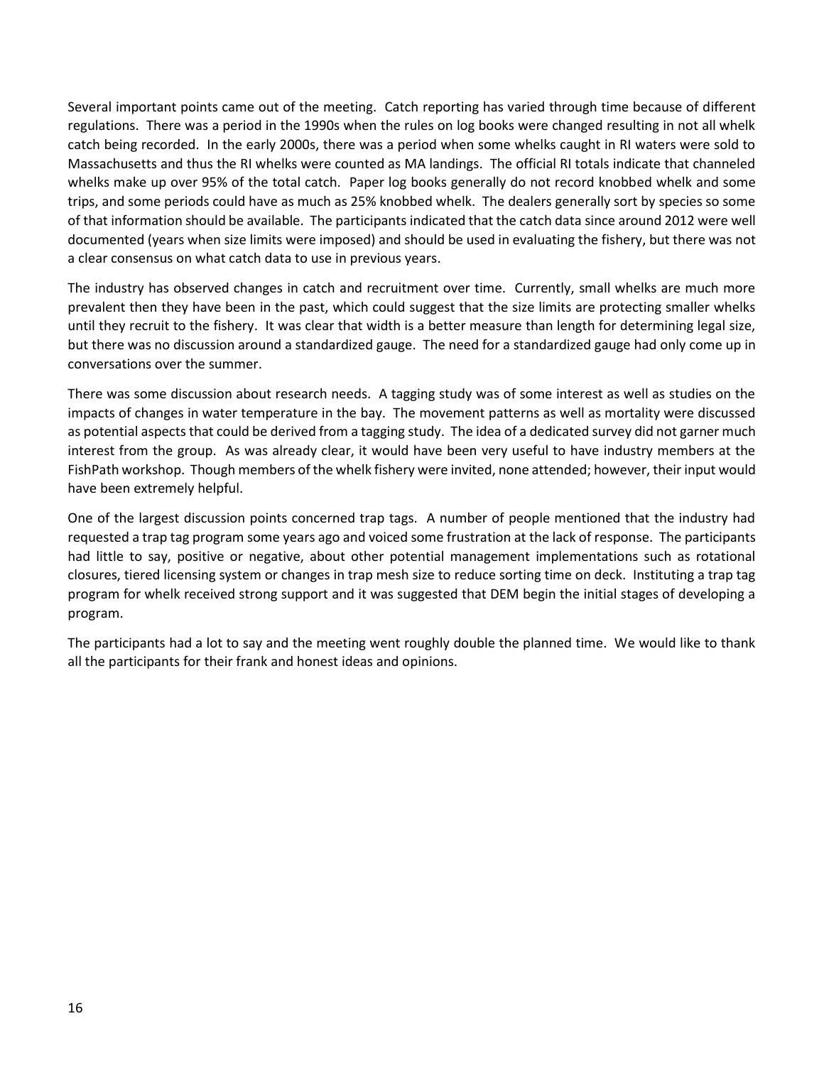Several important points came out of the meeting. Catch reporting has varied through time because of different regulations. There was a period in the 1990s when the rules on log books were changed resulting in not all whelk catch being recorded. In the early 2000s, there was a period when some whelks caught in RI waters were sold to Massachusetts and thus the RI whelks were counted as MA landings. The official RI totals indicate that channeled whelks make up over 95% of the total catch. Paper log books generally do not record knobbed whelk and some trips, and some periods could have as much as 25% knobbed whelk. The dealers generally sort by species so some of that information should be available. The participants indicated that the catch data since around 2012 were well documented (years when size limits were imposed) and should be used in evaluating the fishery, but there was not a clear consensus on what catch data to use in previous years.

The industry has observed changes in catch and recruitment over time. Currently, small whelks are much more prevalent then they have been in the past, which could suggest that the size limits are protecting smaller whelks until they recruit to the fishery. It was clear that width is a better measure than length for determining legal size, but there was no discussion around a standardized gauge. The need for a standardized gauge had only come up in conversations over the summer.

There was some discussion about research needs. A tagging study was of some interest as well as studies on the impacts of changes in water temperature in the bay. The movement patterns as well as mortality were discussed as potential aspects that could be derived from a tagging study. The idea of a dedicated survey did not garner much interest from the group. As was already clear, it would have been very useful to have industry members at the FishPath workshop. Though members of the whelk fishery were invited, none attended; however, their input would have been extremely helpful.

One of the largest discussion points concerned trap tags. A number of people mentioned that the industry had requested a trap tag program some years ago and voiced some frustration at the lack of response. The participants had little to say, positive or negative, about other potential management implementations such as rotational closures, tiered licensing system or changes in trap mesh size to reduce sorting time on deck. Instituting a trap tag program for whelk received strong support and it was suggested that DEM begin the initial stages of developing a program.

The participants had a lot to say and the meeting went roughly double the planned time. We would like to thank all the participants for their frank and honest ideas and opinions.